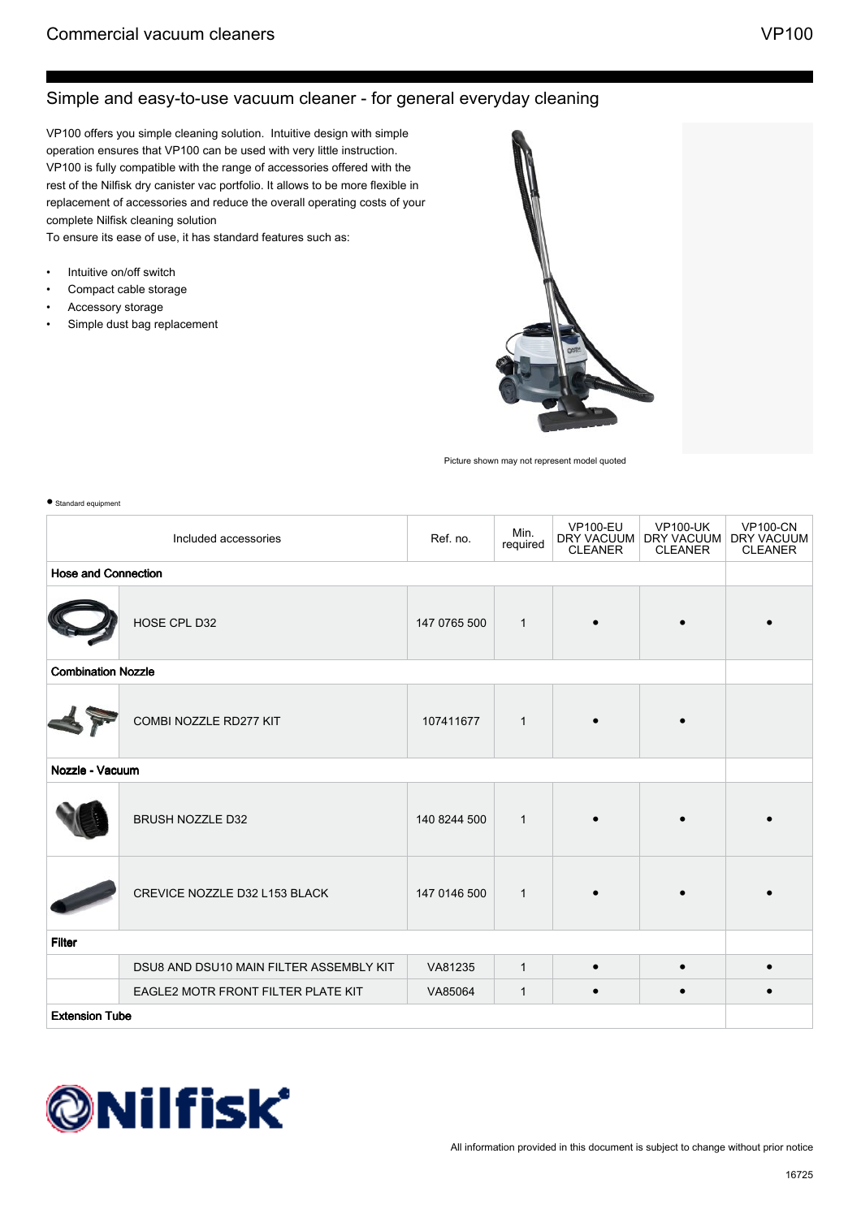# Commercial vacuum cleaners

# VP100

## Simple and easy-to-use vacuum cleaner - for general everyday cleaning

VP100 offers you simple cleaning solution. Intuitive design with simple operation ensures that VP100 can be used with very little instruction. VP100 is fully compatible with the range of accessories offered with the rest of the Nilfisk dry canister vac portfolio. It allows to be more flexible in replacement of accessories and reduce the overall operating costs of your complete Nilfisk cleaning solution
To ensure its ease of use, it has standard features such as:

- Intuitive on/off switch
- Compact cable storage
- Accessory storage
- Simple dust bag replacement

Picture shown may not represent model quoted

● Standard equipment

| Included accessories | | Ref. no. | Min. required | VP100-EU DRY VACUUM CLEANER | VP100-UK DRY VACUUM CLEANER | VP100-CN DRY VACUUM CLEANER |
|---|---|---|---|---|---|---|
| **Hose and Connection** | | | | | | |
| | HOSE CPL D32 | 147 0765 500 | 1 | • | • | • |
| **Combination Nozzle** | | | | | | |
| | COMBI NOZZLE RD277 KIT | 107411677 | 1 | • | • | |
| **Nozzle - Vacuum** | | | | | | |
| | BRUSH NOZZLE D32 | 140 8244 500 | 1 | • | • | • |
| | CREVICE NOZZLE D32 L153 BLACK | 147 0146 500 | 1 | • | • | • |
| **Filter** | | | | | | |
| | DSU8 AND DSU10 MAIN FILTER ASSEMBLY KIT | VA81235 | 1 | • | • | • |
| | EAGLE2 MOTR FRONT FILTER PLATE KIT | VA85064 | 1 | • | • | • |
| **Extension Tube** | | | | | | |

All information provided in this document is subject to change without prior notice

16725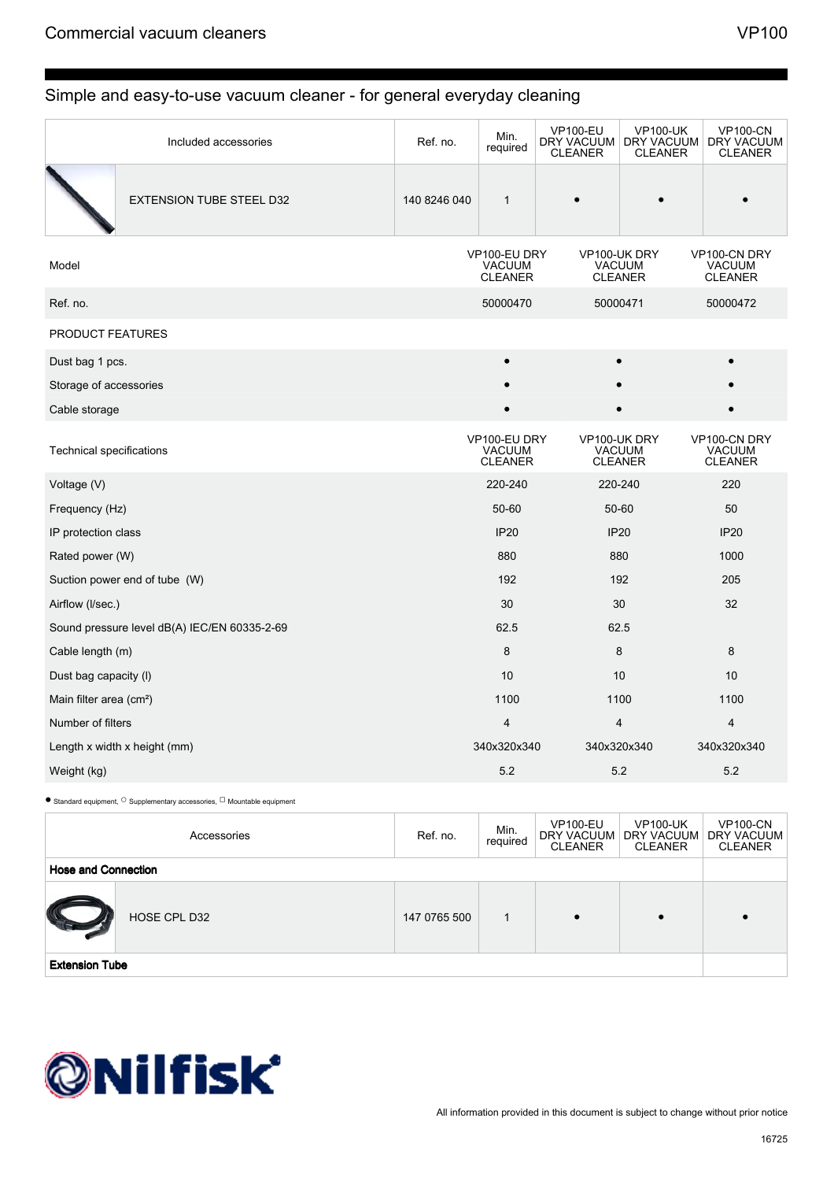Commercial vacuum cleaners

VP100

## Simple and easy-to-use vacuum cleaner - for general everyday cleaning

| Included accessories | | Ref. no. | Min. required | VP100-EU DRY VACUUM CLEANER | VP100-UK DRY VACUUM CLEANER | VP100-CN DRY VACUUM CLEANER |
|---|---|---|---|---|---|---|
| | EXTENSION TUBE STEEL D32 | 140 8246 040 | 1 | • | • | • |

| Model | VP100-EU DRY VACUUM CLEANER | VP100-UK DRY VACUUM CLEANER | VP100-CN DRY VACUUM CLEANER |
|---|---|---|---|
| Ref. no. | 50000470 | 50000471 | 50000472 |
| PRODUCT FEATURES | | | |
| Dust bag 1 pcs. | • | • | • |
| Storage of accessories | • | • | • |
| Cable storage | • | • | • |

| Technical specifications | VP100-EU DRY VACUUM CLEANER | VP100-UK DRY VACUUM CLEANER | VP100-CN DRY VACUUM CLEANER |
|---|---|---|---|
| Voltage (V) | 220-240 | 220-240 | 220 |
| Frequency (Hz) | 50-60 | 50-60 | 50 |
| IP protection class | IP20 | IP20 | IP20 |
| Rated power (W) | 880 | 880 | 1000 |
| Suction power end of tube (W) | 192 | 192 | 205 |
| Airflow (l/sec.) | 30 | 30 | 32 |
| Sound pressure level dB(A) IEC/EN 60335-2-69 | 62.5 | 62.5 | |
| Cable length (m) | 8 | 8 | 8 |
| Dust bag capacity (l) | 10 | 10 | 10 |
| Main filter area (cm²) | 1100 | 1100 | 1100 |
| Number of filters | 4 | 4 | 4 |
| Length x width x height (mm) | 340x320x340 | 340x320x340 | 340x320x340 |
| Weight (kg) | 5.2 | 5.2 | 5.2 |

● Standard equipment, ○ Supplementary accessories, □ Mountable equipment

| Accessories | | Ref. no. | Min. required | VP100-EU DRY VACUUM CLEANER | VP100-UK DRY VACUUM CLEANER | VP100-CN DRY VACUUM CLEANER |
|---|---|---|---|---|---|---|
| **Hose and Connection** | | | | | | |
| | HOSE CPL D32 | 147 0765 500 | 1 | • | • | • |
| **Extension Tube** | | | | | | |

Nilfisk

All information provided in this document is subject to change without prior notice

16725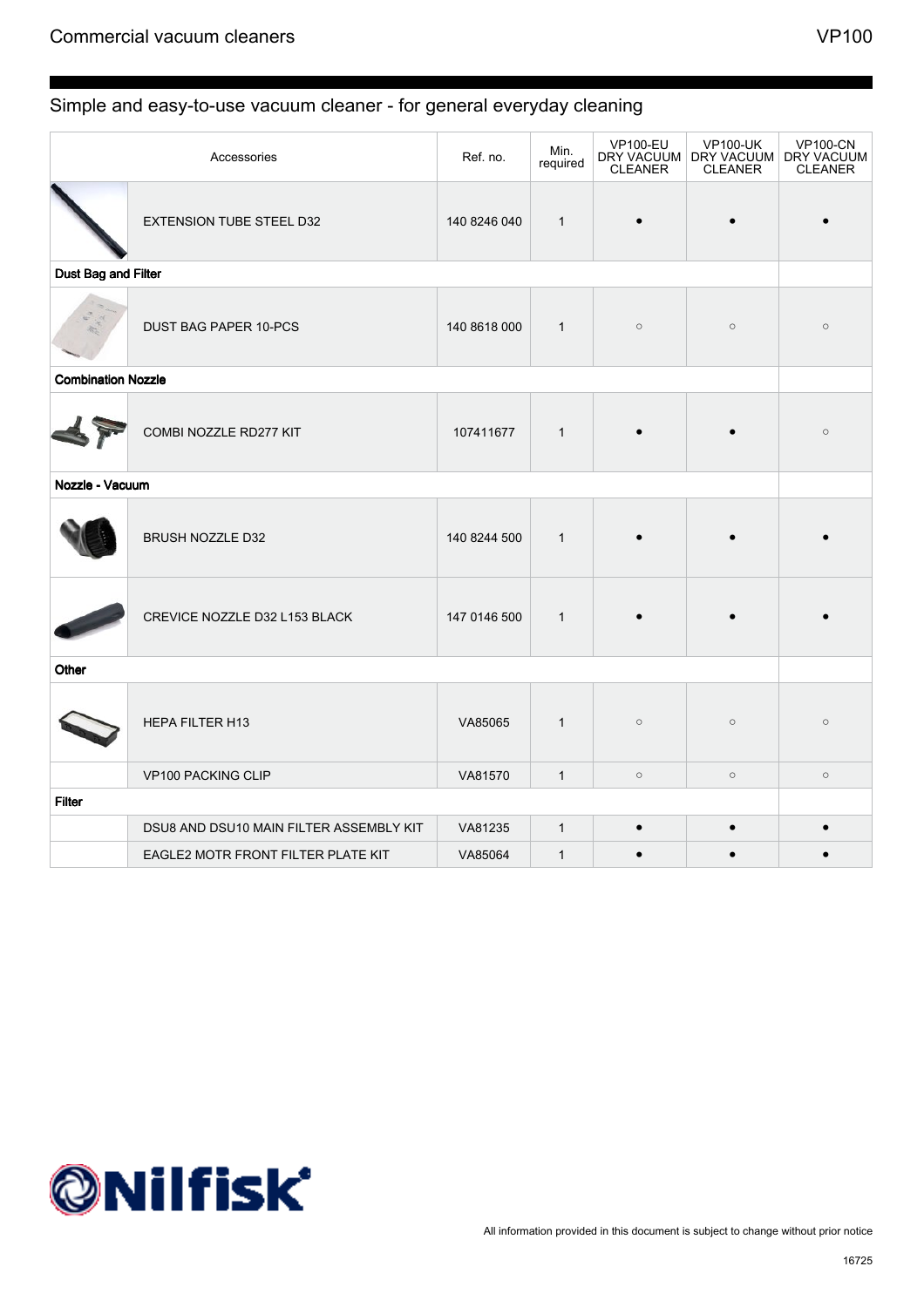## Simple and easy-to-use vacuum cleaner - for general everyday cleaning

| | Accessories | Ref. no. | Min. required | VP100-EU DRY VACUUM CLEANER | VP100-UK DRY VACUUM CLEANER | VP100-CN DRY VACUUM CLEANER |
|---|---|---|---|---|---|---|
| | EXTENSION TUBE STEEL D32 | 140 8246 040 | 1 | • | • | • |
| **Dust Bag and Filter** | | | | | | |
| | DUST BAG PAPER 10-PCS | 140 8618 000 | 1 | ○ | ○ | ○ |
| **Combination Nozzle** | | | | | | |
| | COMBI NOZZLE RD277 KIT | 107411677 | 1 | • | • | ○ |
| **Nozzle - Vacuum** | | | | | | |
| | BRUSH NOZZLE D32 | 140 8244 500 | 1 | • | • | • |
| | CREVICE NOZZLE D32 L153 BLACK | 147 0146 500 | 1 | • | • | • |
| **Other** | | | | | | |
| | HEPA FILTER H13 | VA85065 | 1 | ○ | ○ | ○ |
| | VP100 PACKING CLIP | VA81570 | 1 | ○ | ○ | ○ |
| **Filter** | | | | | | |
| | DSU8 AND DSU10 MAIN FILTER ASSEMBLY KIT | VA81235 | 1 | • | • | • |
| | EAGLE2 MOTR FRONT FILTER PLATE KIT | VA85064 | 1 | • | • | • |

All information provided in this document is subject to change without prior notice

16725